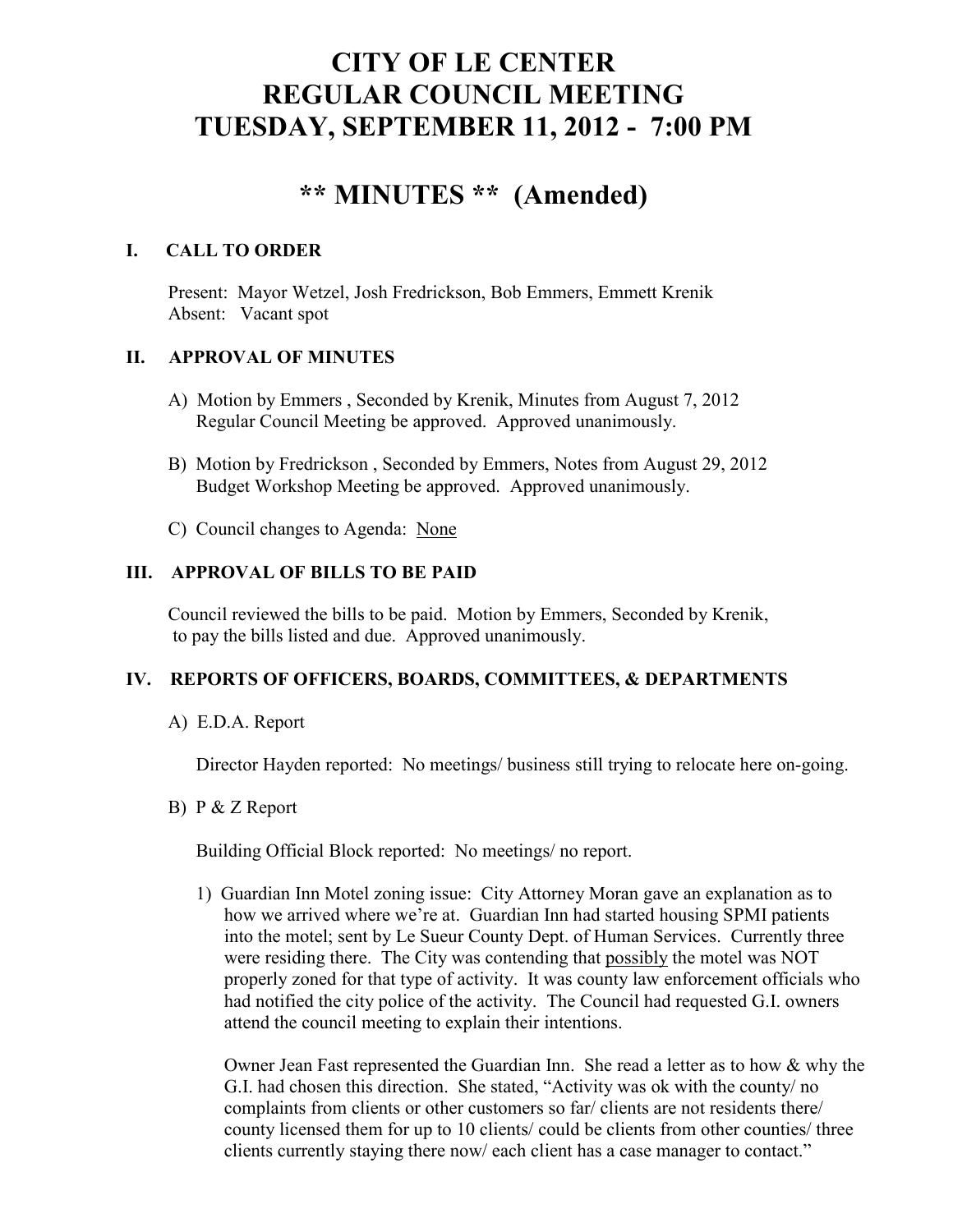# CITY OF LE CENTER
# REGULAR COUNCIL MEETING
# TUESDAY, SEPTEMBER 11, 2012 - 7:00 PM

## ** MINUTES ** (Amended)

### I. CALL TO ORDER

Present: Mayor Wetzel, Josh Fredrickson, Bob Emmers, Emmett Krenik
Absent: Vacant spot

### II. APPROVAL OF MINUTES

A) Motion by Emmers , Seconded by Krenik, Minutes from August 7, 2012 Regular Council Meeting be approved. Approved unanimously.

B) Motion by Fredrickson , Seconded by Emmers, Notes from August 29, 2012 Budget Workshop Meeting be approved. Approved unanimously.

C) Council changes to Agenda: <u>None</u>

### III. APPROVAL OF BILLS TO BE PAID

Council reviewed the bills to be paid. Motion by Emmers, Seconded by Krenik, to pay the bills listed and due. Approved unanimously.

### IV. REPORTS OF OFFICERS, BOARDS, COMMITTEES, & DEPARTMENTS

A) E.D.A. Report

Director Hayden reported: No meetings/ business still trying to relocate here on-going.

B) P & Z Report

Building Official Block reported: No meetings/ no report.

1) Guardian Inn Motel zoning issue: City Attorney Moran gave an explanation as to how we arrived where we're at. Guardian Inn had started housing SPMI patients into the motel; sent by Le Sueur County Dept. of Human Services. Currently three were residing there. The City was contending that <u>possibly</u> the motel was NOT properly zoned for that type of activity. It was county law enforcement officials who had notified the city police of the activity. The Council had requested G.I. owners attend the council meeting to explain their intentions.

Owner Jean Fast represented the Guardian Inn. She read a letter as to how & why the G.I. had chosen this direction. She stated, "Activity was ok with the county/ no complaints from clients or other customers so far/ clients are not residents there/ county licensed them for up to 10 clients/ could be clients from other counties/ three clients currently staying there now/ each client has a case manager to contact."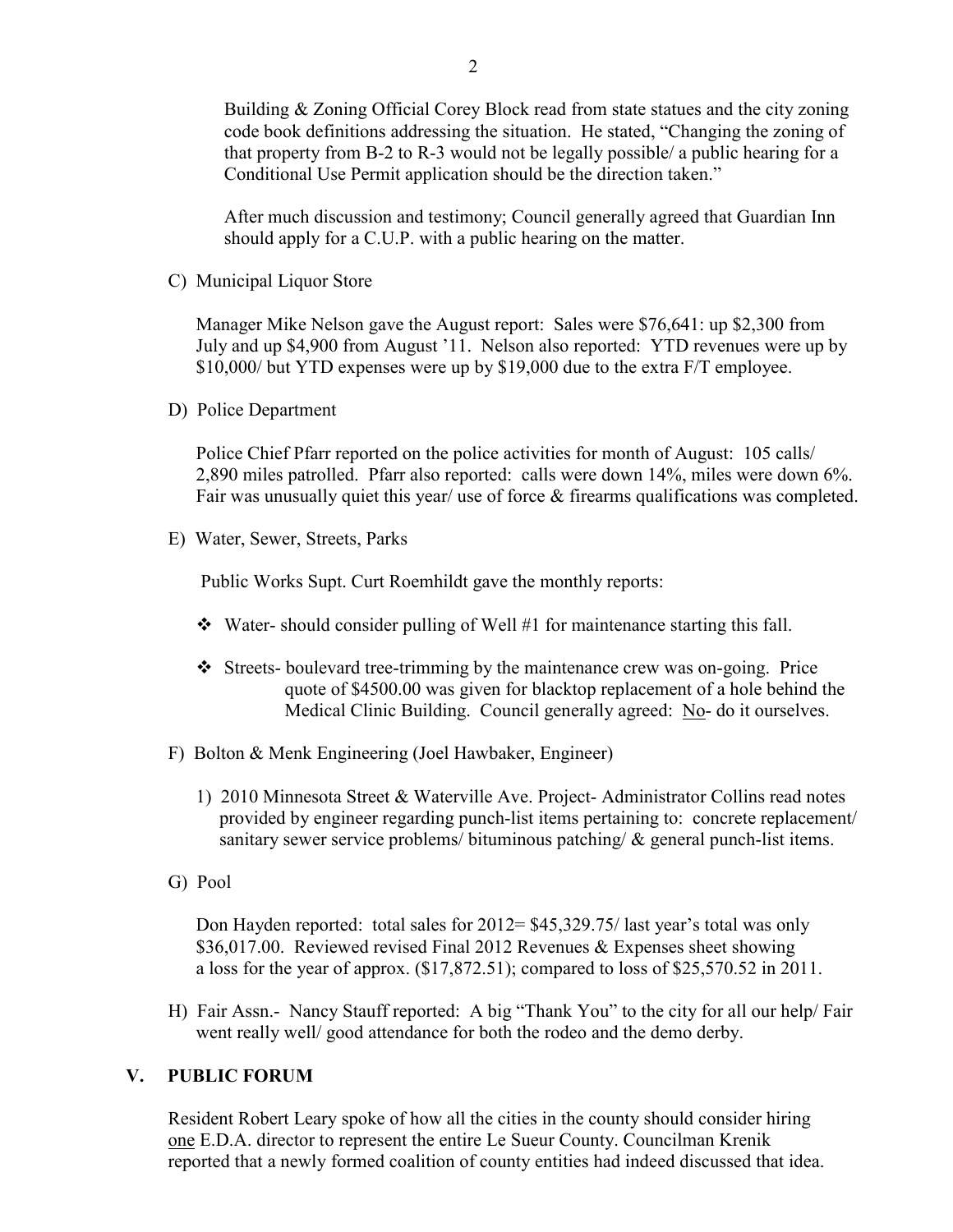Building & Zoning Official Corey Block read from state statues and the city zoning code book definitions addressing the situation. He stated, "Changing the zoning of that property from B-2 to R-3 would not be legally possible/ a public hearing for a Conditional Use Permit application should be the direction taken."

After much discussion and testimony; Council generally agreed that Guardian Inn should apply for a C.U.P. with a public hearing on the matter.

C) Municipal Liquor Store

Manager Mike Nelson gave the August report: Sales were $76,641: up $2,300 from July and up $4,900 from August '11. Nelson also reported: YTD revenues were up by $10,000/ but YTD expenses were up by $19,000 due to the extra F/T employee.

D) Police Department

Police Chief Pfarr reported on the police activities for month of August: 105 calls/ 2,890 miles patrolled. Pfarr also reported: calls were down 14%, miles were down 6%. Fair was unusually quiet this year/ use of force & firearms qualifications was completed.

E) Water, Sewer, Streets, Parks

Public Works Supt. Curt Roemhildt gave the monthly reports:

- Water- should consider pulling of Well #1 for maintenance starting this fall.
- Streets- boulevard tree-trimming by the maintenance crew was on-going. Price quote of $4500.00 was given for blacktop replacement of a hole behind the Medical Clinic Building. Council generally agreed: No- do it ourselves.

F) Bolton & Menk Engineering (Joel Hawbaker, Engineer)

1) 2010 Minnesota Street & Waterville Ave. Project- Administrator Collins read notes provided by engineer regarding punch-list items pertaining to: concrete replacement/ sanitary sewer service problems/ bituminous patching/ & general punch-list items.

G) Pool

Don Hayden reported: total sales for 2012= $45,329.75/ last year's total was only $36,017.00. Reviewed revised Final 2012 Revenues & Expenses sheet showing a loss for the year of approx. ($17,872.51); compared to loss of $25,570.52 in 2011.

H) Fair Assn.- Nancy Stauff reported: A big "Thank You" to the city for all our help/ Fair went really well/ good attendance for both the rodeo and the demo derby.

## V. PUBLIC FORUM

Resident Robert Leary spoke of how all the cities in the county should consider hiring one E.D.A. director to represent the entire Le Sueur County. Councilman Krenik reported that a newly formed coalition of county entities had indeed discussed that idea.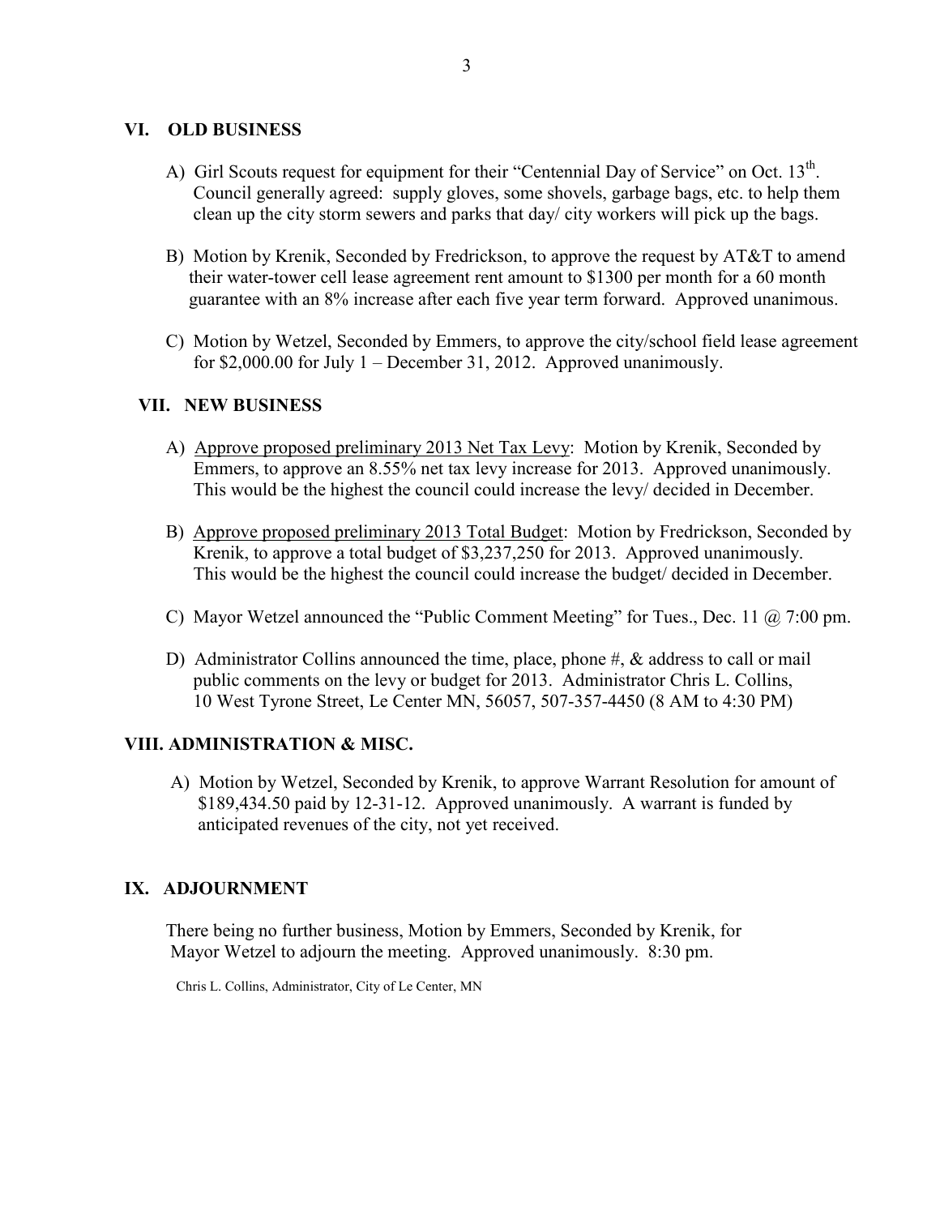## VI. OLD BUSINESS

A) Girl Scouts request for equipment for their "Centennial Day of Service" on Oct. 13th. Council generally agreed: supply gloves, some shovels, garbage bags, etc. to help them clean up the city storm sewers and parks that day/ city workers will pick up the bags.

B) Motion by Krenik, Seconded by Fredrickson, to approve the request by AT&T to amend their water-tower cell lease agreement rent amount to $1300 per month for a 60 month guarantee with an 8% increase after each five year term forward. Approved unanimous.

C) Motion by Wetzel, Seconded by Emmers, to approve the city/school field lease agreement for $2,000.00 for July 1 – December 31, 2012. Approved unanimously.

## VII. NEW BUSINESS

A) <u>Approve proposed preliminary 2013 Net Tax Levy</u>: Motion by Krenik, Seconded by Emmers, to approve an 8.55% net tax levy increase for 2013. Approved unanimously. This would be the highest the council could increase the levy/ decided in December.

B) <u>Approve proposed preliminary 2013 Total Budget</u>: Motion by Fredrickson, Seconded by Krenik, to approve a total budget of $3,237,250 for 2013. Approved unanimously. This would be the highest the council could increase the budget/ decided in December.

C) Mayor Wetzel announced the "Public Comment Meeting" for Tues., Dec. 11 @ 7:00 pm.

D) Administrator Collins announced the time, place, phone #, & address to call or mail public comments on the levy or budget for 2013. Administrator Chris L. Collins, 10 West Tyrone Street, Le Center MN, 56057, 507-357-4450 (8 AM to 4:30 PM)

## VIII. ADMINISTRATION & MISC.

A) Motion by Wetzel, Seconded by Krenik, to approve Warrant Resolution for amount of $189,434.50 paid by 12-31-12. Approved unanimously. A warrant is funded by anticipated revenues of the city, not yet received.

## IX. ADJOURNMENT

There being no further business, Motion by Emmers, Seconded by Krenik, for Mayor Wetzel to adjourn the meeting. Approved unanimously. 8:30 pm.

Chris L. Collins, Administrator, City of Le Center, MN